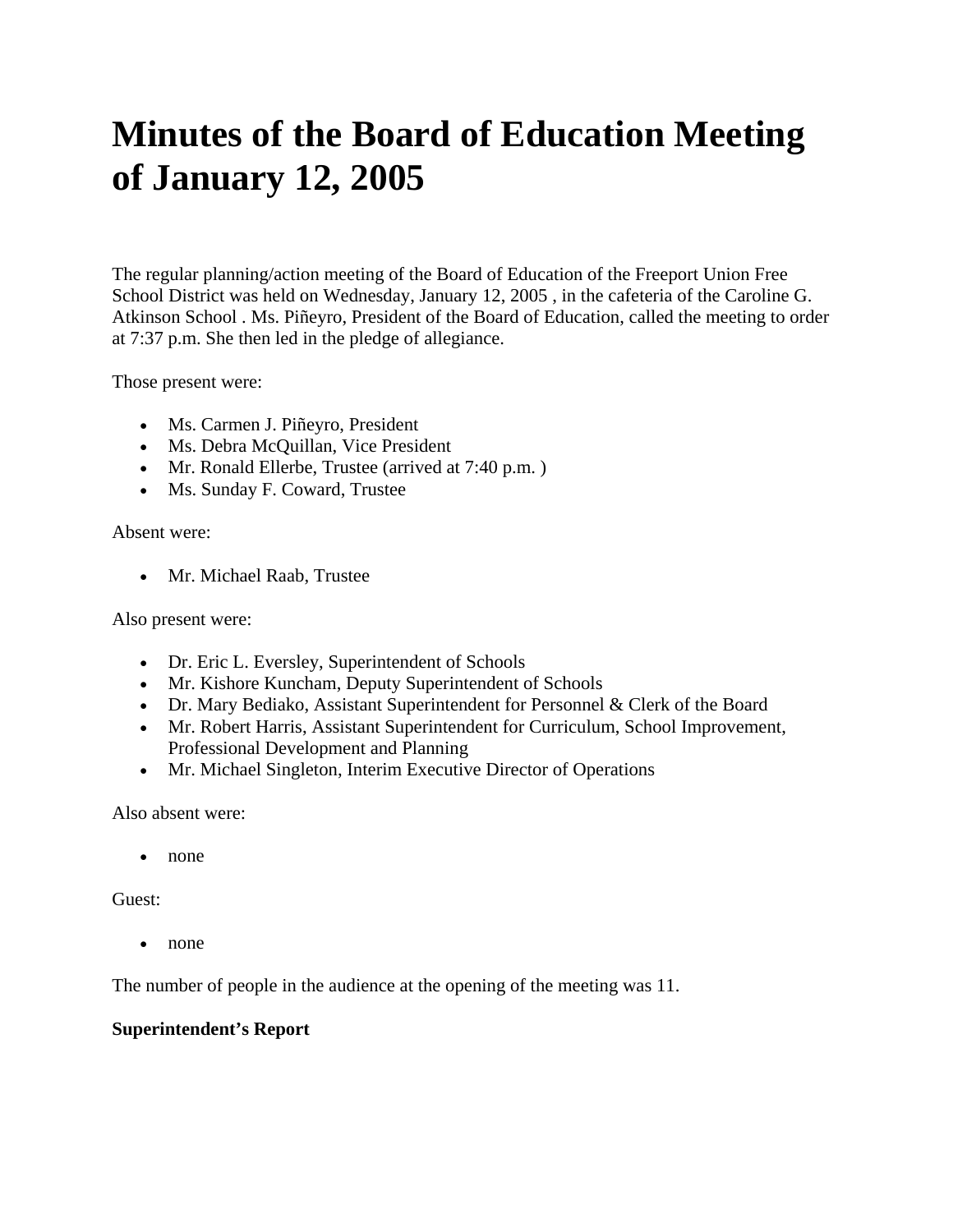# Minutes of the Board of Education Meeting of January 12, 2005

The regular planning/action meeting of the Board of Education of the Freeport Union Free School District was held on Wednesday, January 12, 2005 , in the cafeteria of the Caroline G. Atkinson School . Ms. Piñeyro, President of the Board of Education, called the meeting to order at 7:37 p.m. She then led in the pledge of allegiance.

Those present were:

- Ms. Carmen J. Piñeyro, President
- Ms. Debra McQuillan, Vice President
- Mr. Ronald Ellerbe, Trustee (arrived at 7:40 p.m. )
- Ms. Sunday F. Coward, Trustee

Absent were:

- Mr. Michael Raab, Trustee

Also present were:

- Dr. Eric L. Eversley, Superintendent of Schools
- Mr. Kishore Kuncham, Deputy Superintendent of Schools
- Dr. Mary Bediako, Assistant Superintendent for Personnel & Clerk of the Board
- Mr. Robert Harris, Assistant Superintendent for Curriculum, School Improvement, Professional Development and Planning
- Mr. Michael Singleton, Interim Executive Director of Operations

Also absent were:

- none

Guest:

- none

The number of people in the audience at the opening of the meeting was 11.

**Superintendent's Report**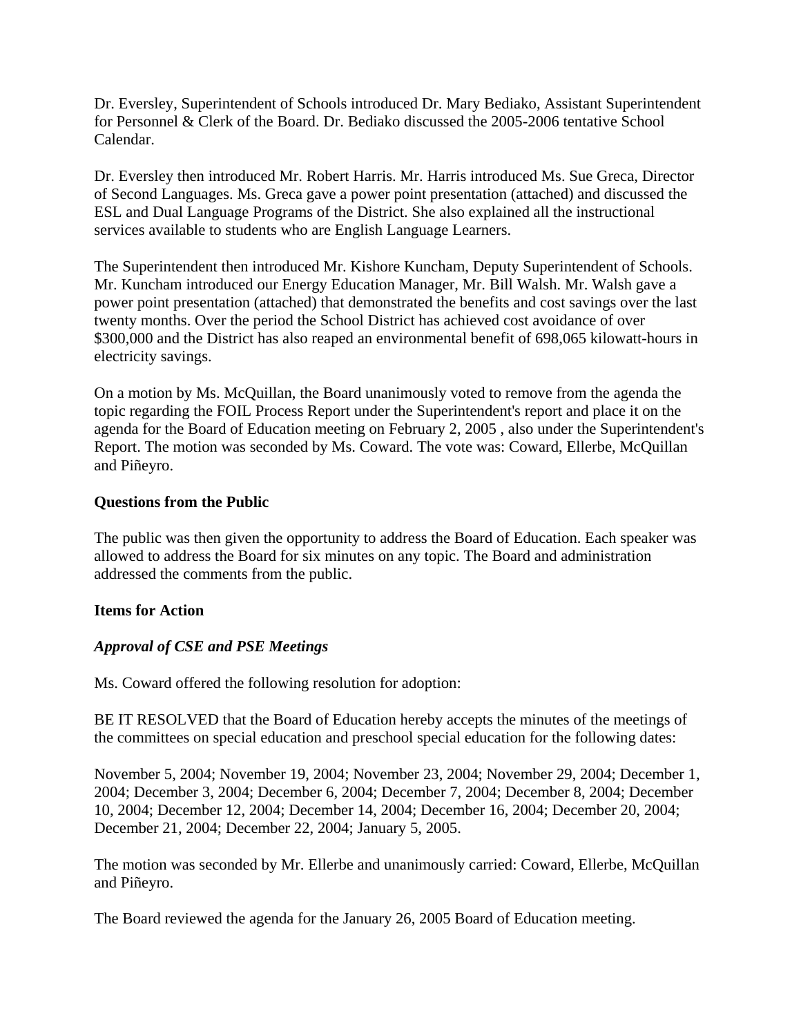Dr. Eversley, Superintendent of Schools introduced Dr. Mary Bediako, Assistant Superintendent for Personnel & Clerk of the Board. Dr. Bediako discussed the 2005-2006 tentative School Calendar.

Dr. Eversley then introduced Mr. Robert Harris. Mr. Harris introduced Ms. Sue Greca, Director of Second Languages. Ms. Greca gave a power point presentation (attached) and discussed the ESL and Dual Language Programs of the District. She also explained all the instructional services available to students who are English Language Learners.

The Superintendent then introduced Mr. Kishore Kuncham, Deputy Superintendent of Schools. Mr. Kuncham introduced our Energy Education Manager, Mr. Bill Walsh. Mr. Walsh gave a power point presentation (attached) that demonstrated the benefits and cost savings over the last twenty months. Over the period the School District has achieved cost avoidance of over $300,000 and the District has also reaped an environmental benefit of 698,065 kilowatt-hours in electricity savings.

On a motion by Ms. McQuillan, the Board unanimously voted to remove from the agenda the topic regarding the FOIL Process Report under the Superintendent's report and place it on the agenda for the Board of Education meeting on February 2, 2005 , also under the Superintendent's Report. The motion was seconded by Ms. Coward. The vote was: Coward, Ellerbe, McQuillan and Piñeyro.

**Questions from the Public**

The public was then given the opportunity to address the Board of Education. Each speaker was allowed to address the Board for six minutes on any topic. The Board and administration addressed the comments from the public.

**Items for Action**

***Approval of CSE and PSE Meetings***

Ms. Coward offered the following resolution for adoption:

BE IT RESOLVED that the Board of Education hereby accepts the minutes of the meetings of the committees on special education and preschool special education for the following dates:

November 5, 2004; November 19, 2004; November 23, 2004; November 29, 2004; December 1, 2004; December 3, 2004; December 6, 2004; December 7, 2004; December 8, 2004; December 10, 2004; December 12, 2004; December 14, 2004; December 16, 2004; December 20, 2004; December 21, 2004; December 22, 2004; January 5, 2005.

The motion was seconded by Mr. Ellerbe and unanimously carried: Coward, Ellerbe, McQuillan and Piñeyro.

The Board reviewed the agenda for the January 26, 2005 Board of Education meeting.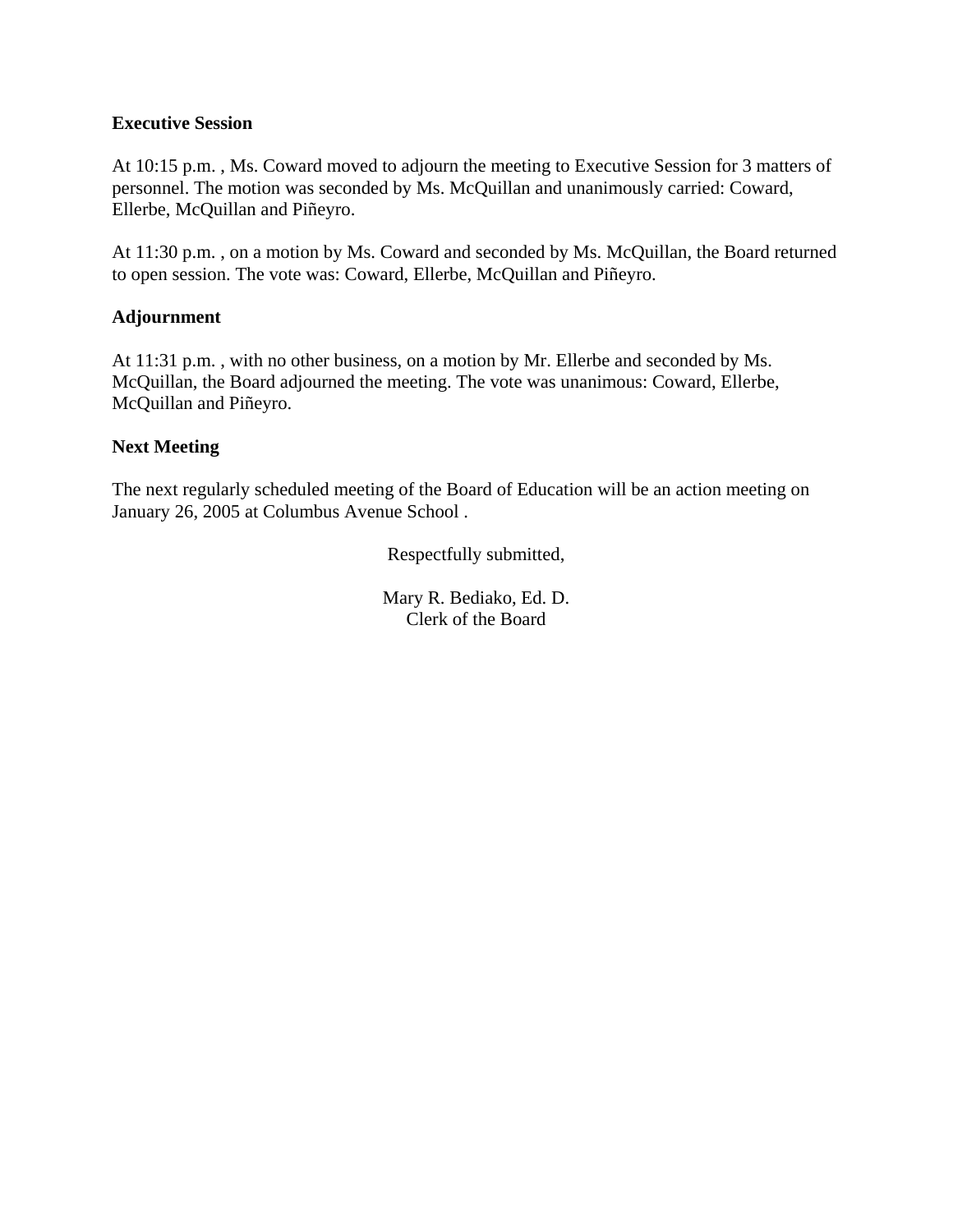**Executive Session**

At 10:15 p.m. , Ms. Coward moved to adjourn the meeting to Executive Session for 3 matters of personnel. The motion was seconded by Ms. McQuillan and unanimously carried: Coward, Ellerbe, McQuillan and Piñeyro.

At 11:30 p.m. , on a motion by Ms. Coward and seconded by Ms. McQuillan, the Board returned to open session. The vote was: Coward, Ellerbe, McQuillan and Piñeyro.

**Adjournment**

At 11:31 p.m. , with no other business, on a motion by Mr. Ellerbe and seconded by Ms. McQuillan, the Board adjourned the meeting. The vote was unanimous: Coward, Ellerbe, McQuillan and Piñeyro.

**Next Meeting**

The next regularly scheduled meeting of the Board of Education will be an action meeting on January 26, 2005 at Columbus Avenue School .

Respectfully submitted,

Mary R. Bediako, Ed. D.
Clerk of the Board